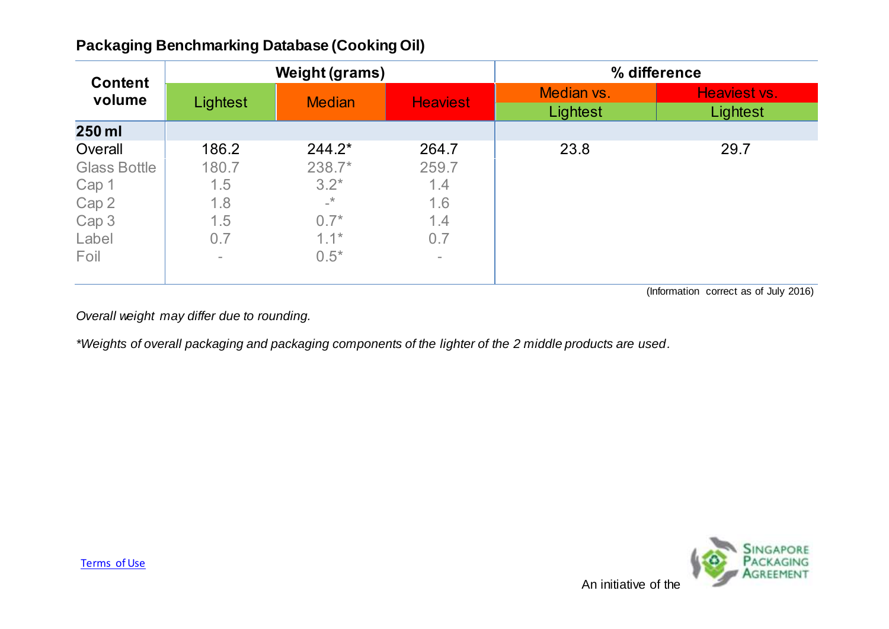## Packaging Benchmarking Database (Cooking Oil)

| Content volume | Weight (grams) | | | % difference | |
|---|---|---|---|---|---|
| | Lightest | Median | Heaviest | Median vs. Lightest | Heaviest vs. Lightest |
| **250 ml** | | | | | |
| Overall | 186.2 | 244.2* | 264.7 | 23.8 | 29.7 |
| Glass Bottle | 180.7 | 238.7* | 259.7 | | |
| Cap 1 | 1.5 | 3.2* | 1.4 | | |
| Cap 2 | 1.8 | -* | 1.6 | | |
| Cap 3 | 1.5 | 0.7* | 1.4 | | |
| Label | 0.7 | 1.1* | 0.7 | | |
| Foil | - | 0.5* | - | | |

(Information correct as of July 2016)

*Overall weight may differ due to rounding.*

*\*Weights of overall packaging and packaging components of the lighter of the 2 middle products are used.*

Terms of Use

An initiative of the Singapore Packaging Agreement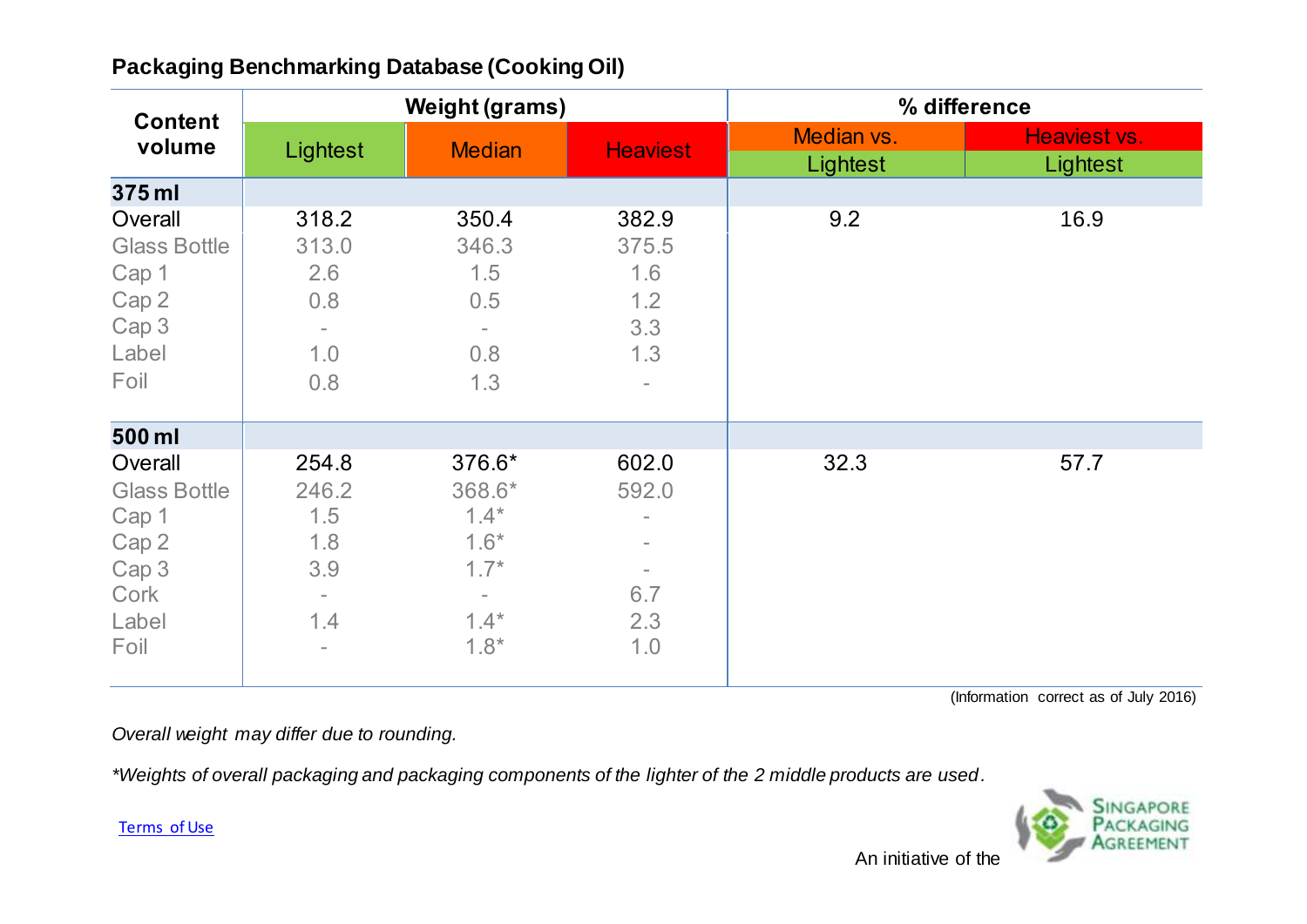## Packaging Benchmarking Database (Cooking Oil)

| Content volume | Weight (grams) | | | % difference | |
|---|---|---|---|---|---|
| | Lightest | Median | Heaviest | Median vs. Lightest | Heaviest vs. Lightest |
| **375 ml** | | | | | |
| Overall | 318.2 | 350.4 | 382.9 | 9.2 | 16.9 |
| Glass Bottle | 313.0 | 346.3 | 375.5 | | |
| Cap 1 | 2.6 | 1.5 | 1.6 | | |
| Cap 2 | 0.8 | 0.5 | 1.2 | | |
| Cap 3 | - | - | 3.3 | | |
| Label | 1.0 | 0.8 | 1.3 | | |
| Foil | 0.8 | 1.3 | - | | |
| **500 ml** | | | | | |
| Overall | 254.8 | 376.6* | 602.0 | 32.3 | 57.7 |
| Glass Bottle | 246.2 | 368.6* | 592.0 | | |
| Cap 1 | 1.5 | 1.4* | - | | |
| Cap 2 | 1.8 | 1.6* | - | | |
| Cap 3 | 3.9 | 1.7* | - | | |
| Cork | - | - | 6.7 | | |
| Label | 1.4 | 1.4* | 2.3 | | |
| Foil | - | 1.8* | 1.0 | | |

(Information correct as of July 2016)

*Overall weight may differ due to rounding.*

**Weights of overall packaging and packaging components of the lighter of the 2 middle products are used.*

Terms of Use

An initiative of the Singapore Packaging Agreement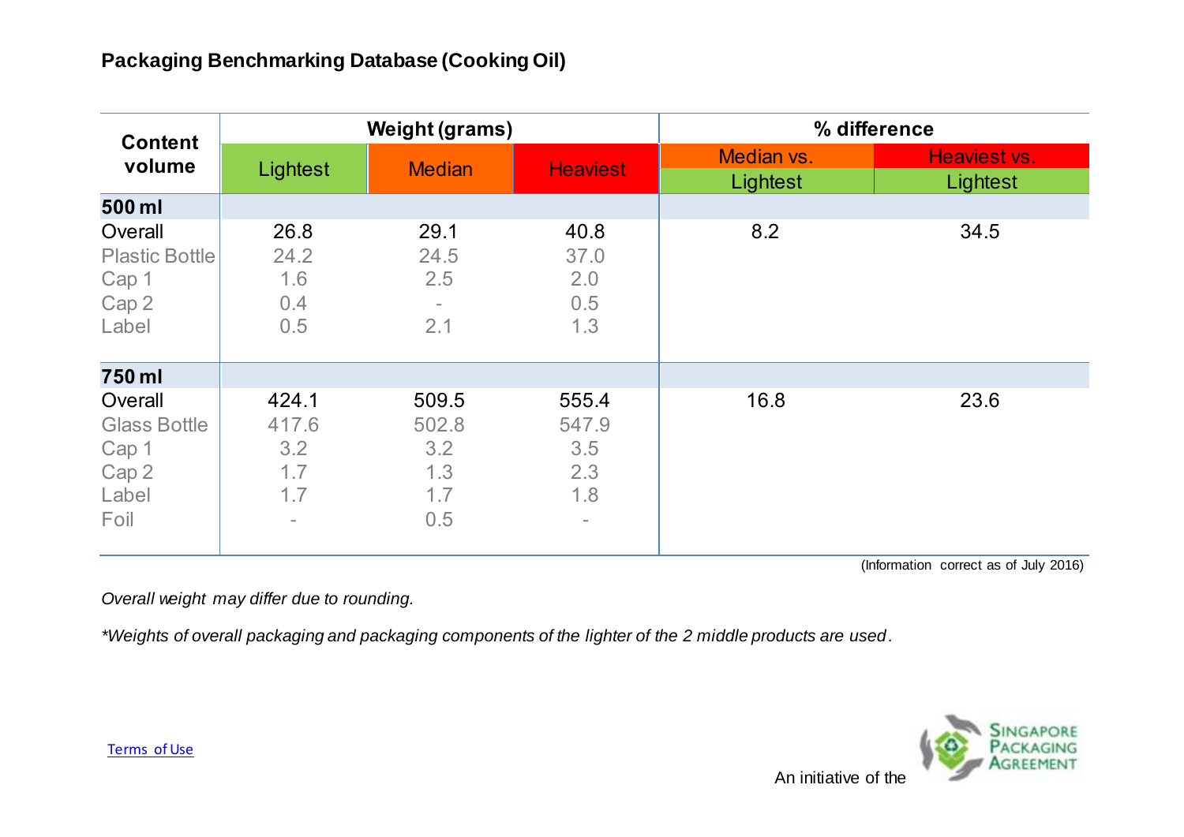## Packaging Benchmarking Database (Cooking Oil)

| Content volume | Weight (grams) | | | % difference | |
|---|---|---|---|---|---|
| | Lightest | Median | Heaviest | Median vs. Lightest | Heaviest vs. Lightest |
| **500 ml** | | | | | |
| Overall | 26.8 | 29.1 | 40.8 | 8.2 | 34.5 |
| Plastic Bottle | 24.2 | 24.5 | 37.0 | | |
| Cap 1 | 1.6 | 2.5 | 2.0 | | |
| Cap 2 | 0.4 | - | 0.5 | | |
| Label | 0.5 | 2.1 | 1.3 | | |
| **750 ml** | | | | | |
| Overall | 424.1 | 509.5 | 555.4 | 16.8 | 23.6 |
| Glass Bottle | 417.6 | 502.8 | 547.9 | | |
| Cap 1 | 3.2 | 3.2 | 3.5 | | |
| Cap 2 | 1.7 | 1.3 | 2.3 | | |
| Label | 1.7 | 1.7 | 1.8 | | |
| Foil | - | 0.5 | - | | |

(Information correct as of July 2016)

*Overall weight may differ due to rounding.*

*\*Weights of overall packaging and packaging components of the lighter of the 2 middle products are used.*

Terms of Use

An initiative of the Singapore Packaging Agreement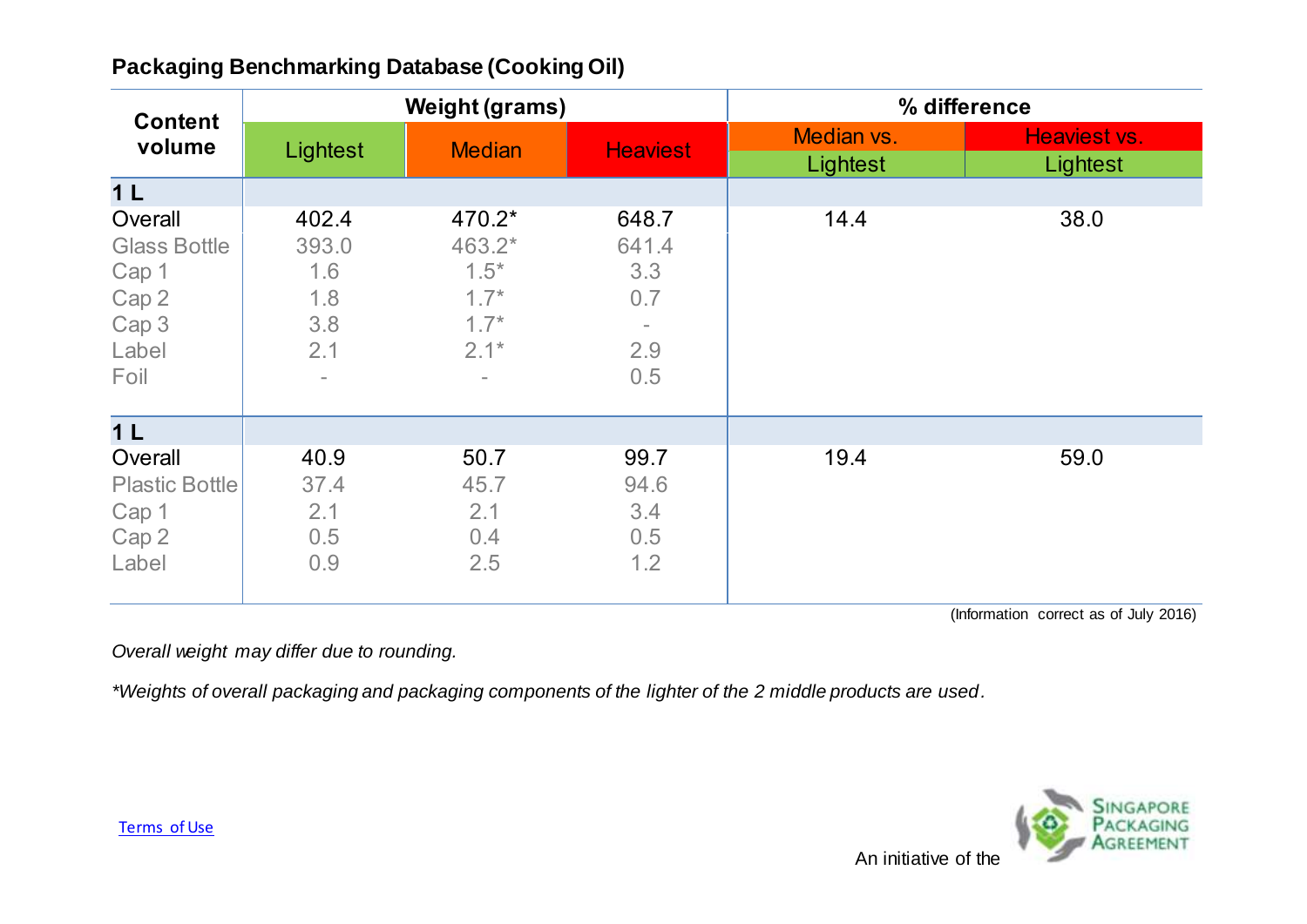## Packaging Benchmarking Database (Cooking Oil)

| Content volume | Weight (grams) | | | % difference | |
|---|---|---|---|---|---|
| | Lightest | Median | Heaviest | Median vs. Lightest | Heaviest vs. Lightest |
| **1 L** | | | | | |
| Overall | 402.4 | 470.2* | 648.7 | 14.4 | 38.0 |
| Glass Bottle | 393.0 | 463.2* | 641.4 | | |
| Cap 1 | 1.6 | 1.5* | 3.3 | | |
| Cap 2 | 1.8 | 1.7* | 0.7 | | |
| Cap 3 | 3.8 | 1.7* | - | | |
| Label | 2.1 | 2.1* | 2.9 | | |
| Foil | - | - | 0.5 | | |
| **1 L** | | | | | |
| Overall | 40.9 | 50.7 | 99.7 | 19.4 | 59.0 |
| Plastic Bottle | 37.4 | 45.7 | 94.6 | | |
| Cap 1 | 2.1 | 2.1 | 3.4 | | |
| Cap 2 | 0.5 | 0.4 | 0.5 | | |
| Label | 0.9 | 2.5 | 1.2 | | |

(Information correct as of July 2016)

*Overall weight may differ due to rounding.*

*\*Weights of overall packaging and packaging components of the lighter of the 2 middle products are used.*

Terms of Use

An initiative of the Singapore Packaging Agreement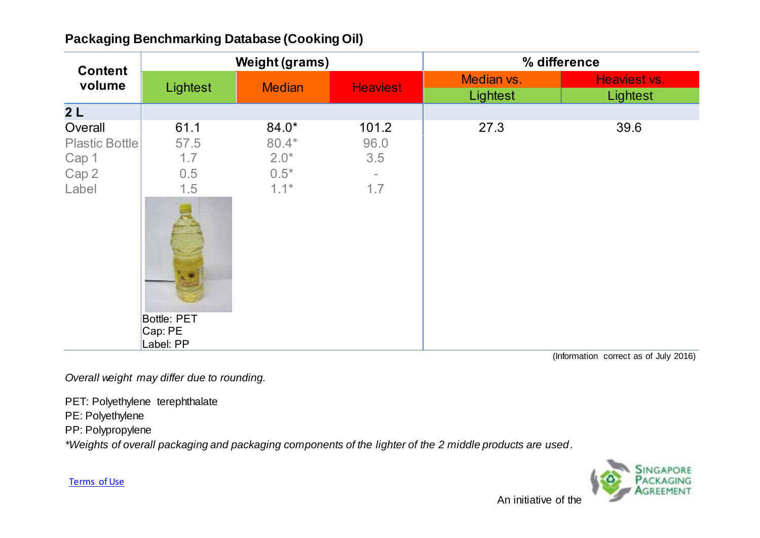## Packaging Benchmarking Database (Cooking Oil)

| Content volume | Weight (grams) | | | % difference | |
|---|---|---|---|---|---|
| | Lightest | Median | Heaviest | Median vs. Lightest | Heaviest vs. Lightest |
| **2 L** | | | | | |
| Overall | 61.1 | 84.0* | 101.2 | 27.3 | 39.6 |
| Plastic Bottle | 57.5 | 80.4* | 96.0 | | |
| Cap 1 | 1.7 | 2.0* | 3.5 | | |
| Cap 2 | 0.5 | 0.5* | - | | |
| Label | 1.5 | 1.1* | 1.7 | | |
| | Bottle: PET<br>Cap: PE<br>Label: PP | | | | |

(Information correct as of July 2016)

*Overall weight may differ due to rounding.*

PET: Polyethylene terephthalate
PE: Polyethylene
PP: Polypropylene
*Weights of overall packaging and packaging components of the lighter of the 2 middle products are used.

Terms of Use

An initiative of the Singapore Packaging Agreement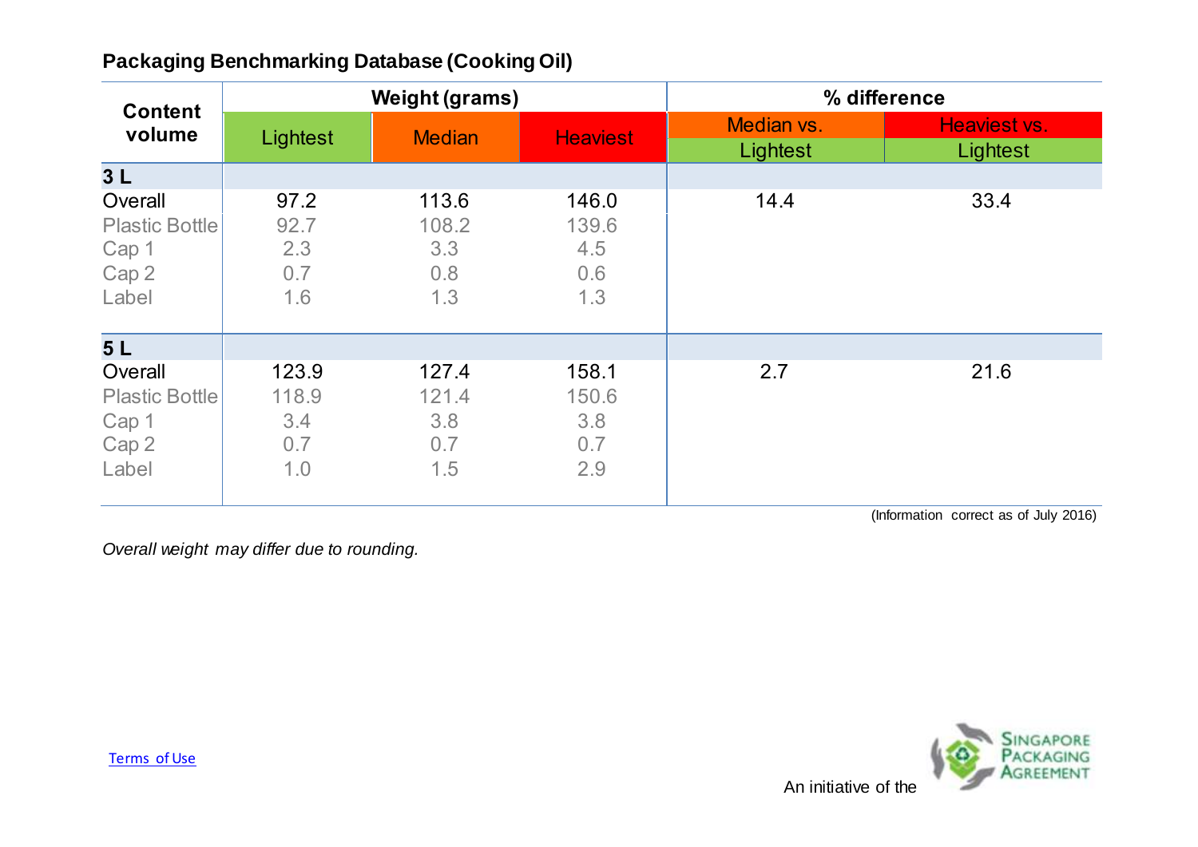## Packaging Benchmarking Database (Cooking Oil)

| Content volume | Weight (grams) | | | % difference | |
|---|---|---|---|---|---|
| | Lightest | Median | Heaviest | Median vs. Lightest | Heaviest vs. Lightest |
| **3 L** | | | | | |
| Overall | 97.2 | 113.6 | 146.0 | 14.4 | 33.4 |
| Plastic Bottle | 92.7 | 108.2 | 139.6 | | |
| Cap 1 | 2.3 | 3.3 | 4.5 | | |
| Cap 2 | 0.7 | 0.8 | 0.6 | | |
| Label | 1.6 | 1.3 | 1.3 | | |
| **5 L** | | | | | |
| Overall | 123.9 | 127.4 | 158.1 | 2.7 | 21.6 |
| Plastic Bottle | 118.9 | 121.4 | 150.6 | | |
| Cap 1 | 3.4 | 3.8 | 3.8 | | |
| Cap 2 | 0.7 | 0.7 | 0.7 | | |
| Label | 1.0 | 1.5 | 2.9 | | |

(Information correct as of July 2016)

*Overall weight may differ due to rounding.*

Terms of Use

An initiative of the Singapore Packaging Agreement